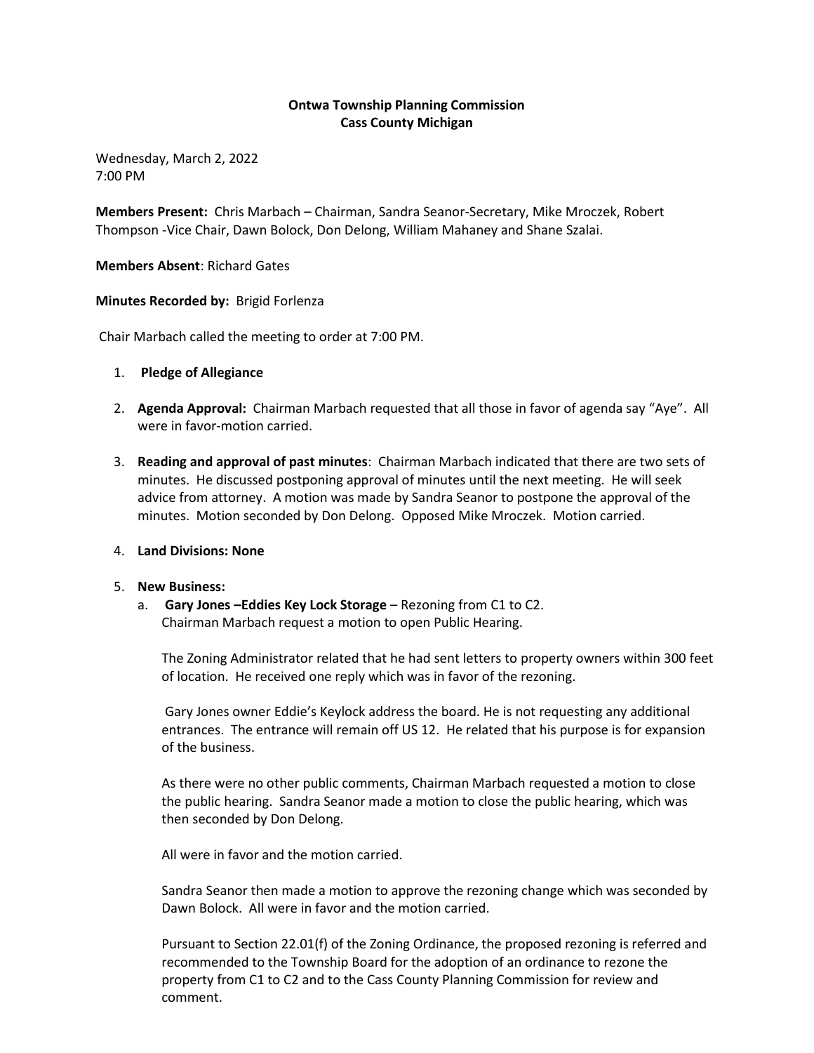**Ontwa Township Planning Commission**
**Cass County Michigan**

Wednesday, March 2, 2022
7:00 PM

**Members Present:** Chris Marbach – Chairman, Sandra Seanor-Secretary, Mike Mroczek, Robert Thompson -Vice Chair, Dawn Bolock, Don Delong, William Mahaney and Shane Szalai.

**Members Absent**: Richard Gates

**Minutes Recorded by:** Brigid Forlenza

Chair Marbach called the meeting to order at 7:00 PM.

1. **Pledge of Allegiance**

2. **Agenda Approval:** Chairman Marbach requested that all those in favor of agenda say "Aye". All were in favor-motion carried.

3. **Reading and approval of past minutes**: Chairman Marbach indicated that there are two sets of minutes. He discussed postponing approval of minutes until the next meeting. He will seek advice from attorney. A motion was made by Sandra Seanor to postpone the approval of the minutes. Motion seconded by Don Delong. Opposed Mike Mroczek. Motion carried.

4. **Land Divisions: None**

5. **New Business:**
   a. **Gary Jones –Eddies Key Lock Storage** – Rezoning from C1 to C2.
   Chairman Marbach request a motion to open Public Hearing.

   The Zoning Administrator related that he had sent letters to property owners within 300 feet of location. He received one reply which was in favor of the rezoning.

   Gary Jones owner Eddie's Keylock address the board. He is not requesting any additional entrances. The entrance will remain off US 12. He related that his purpose is for expansion of the business.

   As there were no other public comments, Chairman Marbach requested a motion to close the public hearing. Sandra Seanor made a motion to close the public hearing, which was then seconded by Don Delong.

   All were in favor and the motion carried.

   Sandra Seanor then made a motion to approve the rezoning change which was seconded by Dawn Bolock. All were in favor and the motion carried.

   Pursuant to Section 22.01(f) of the Zoning Ordinance, the proposed rezoning is referred and recommended to the Township Board for the adoption of an ordinance to rezone the property from C1 to C2 and to the Cass County Planning Commission for review and comment.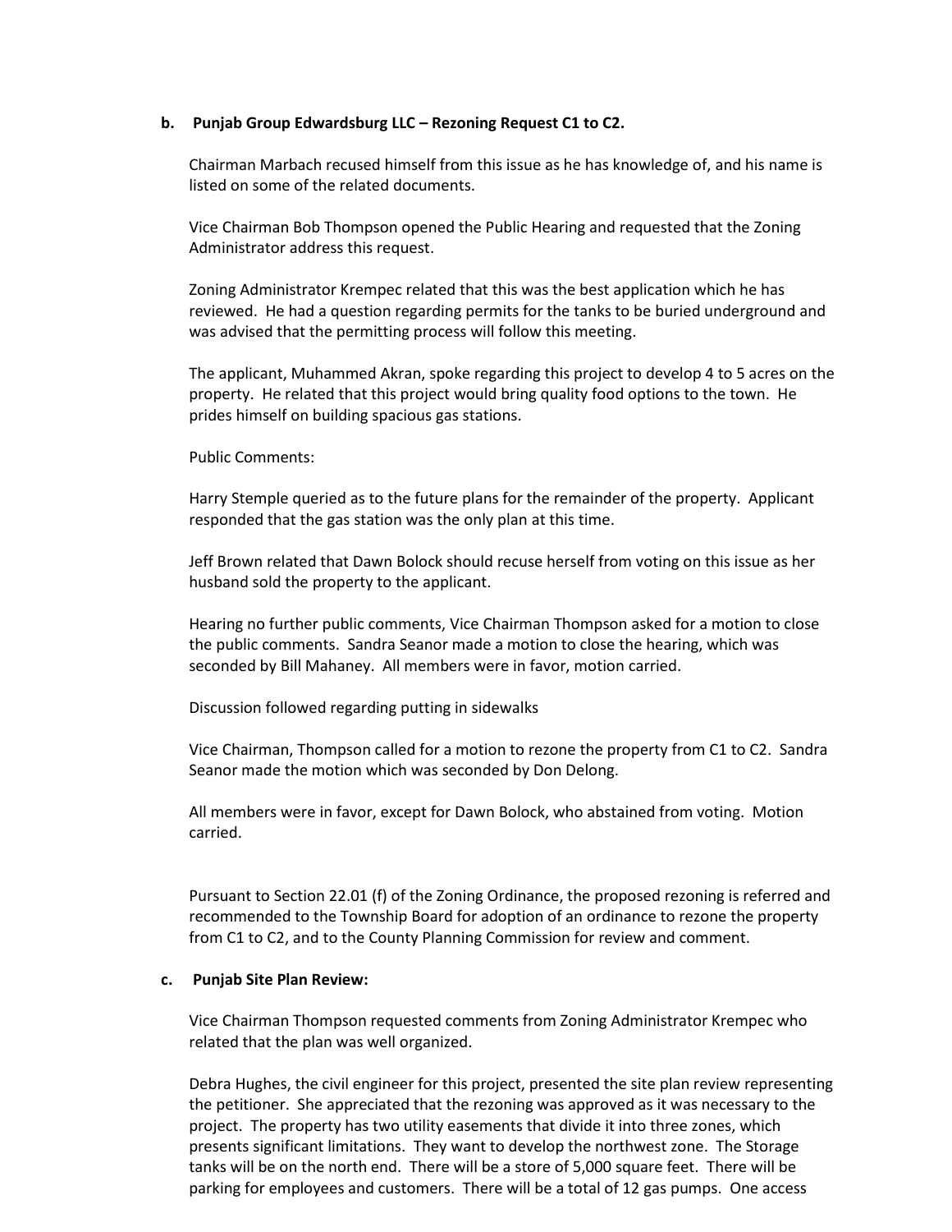**b. Punjab Group Edwardsburg LLC – Rezoning Request C1 to C2.**

Chairman Marbach recused himself from this issue as he has knowledge of, and his name is listed on some of the related documents.

Vice Chairman Bob Thompson opened the Public Hearing and requested that the Zoning Administrator address this request.

Zoning Administrator Krempec related that this was the best application which he has reviewed. He had a question regarding permits for the tanks to be buried underground and was advised that the permitting process will follow this meeting.

The applicant, Muhammed Akran, spoke regarding this project to develop 4 to 5 acres on the property. He related that this project would bring quality food options to the town. He prides himself on building spacious gas stations.

Public Comments:

Harry Stemple queried as to the future plans for the remainder of the property. Applicant responded that the gas station was the only plan at this time.

Jeff Brown related that Dawn Bolock should recuse herself from voting on this issue as her husband sold the property to the applicant.

Hearing no further public comments, Vice Chairman Thompson asked for a motion to close the public comments. Sandra Seanor made a motion to close the hearing, which was seconded by Bill Mahaney. All members were in favor, motion carried.

Discussion followed regarding putting in sidewalks

Vice Chairman, Thompson called for a motion to rezone the property from C1 to C2. Sandra Seanor made the motion which was seconded by Don Delong.

All members were in favor, except for Dawn Bolock, who abstained from voting. Motion carried.

Pursuant to Section 22.01 (f) of the Zoning Ordinance, the proposed rezoning is referred and recommended to the Township Board for adoption of an ordinance to rezone the property from C1 to C2, and to the County Planning Commission for review and comment.

**c. Punjab Site Plan Review:**

Vice Chairman Thompson requested comments from Zoning Administrator Krempec who related that the plan was well organized.

Debra Hughes, the civil engineer for this project, presented the site plan review representing the petitioner. She appreciated that the rezoning was approved as it was necessary to the project. The property has two utility easements that divide it into three zones, which presents significant limitations. They want to develop the northwest zone. The Storage tanks will be on the north end. There will be a store of 5,000 square feet. There will be parking for employees and customers. There will be a total of 12 gas pumps. One access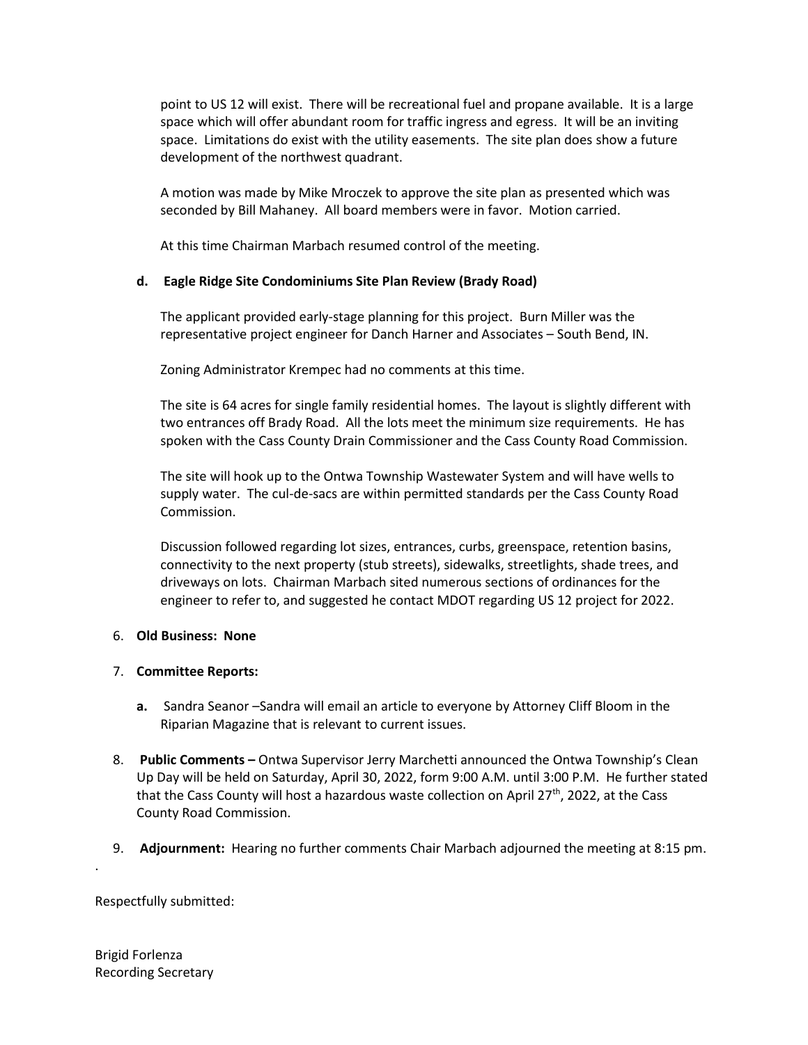point to US 12 will exist. There will be recreational fuel and propane available. It is a large space which will offer abundant room for traffic ingress and egress. It will be an inviting space. Limitations do exist with the utility easements. The site plan does show a future development of the northwest quadrant.

A motion was made by Mike Mroczek to approve the site plan as presented which was seconded by Bill Mahaney. All board members were in favor. Motion carried.

At this time Chairman Marbach resumed control of the meeting.

**d. Eagle Ridge Site Condominiums Site Plan Review (Brady Road)**

The applicant provided early-stage planning for this project. Burn Miller was the representative project engineer for Danch Harner and Associates – South Bend, IN.

Zoning Administrator Krempec had no comments at this time.

The site is 64 acres for single family residential homes. The layout is slightly different with two entrances off Brady Road. All the lots meet the minimum size requirements. He has spoken with the Cass County Drain Commissioner and the Cass County Road Commission.

The site will hook up to the Ontwa Township Wastewater System and will have wells to supply water. The cul-de-sacs are within permitted standards per the Cass County Road Commission.

Discussion followed regarding lot sizes, entrances, curbs, greenspace, retention basins, connectivity to the next property (stub streets), sidewalks, streetlights, shade trees, and driveways on lots. Chairman Marbach sited numerous sections of ordinances for the engineer to refer to, and suggested he contact MDOT regarding US 12 project for 2022.

6. **Old Business: None**

7. **Committee Reports:**

   **a.** Sandra Seanor –Sandra will email an article to everyone by Attorney Cliff Bloom in the Riparian Magazine that is relevant to current issues.

8. **Public Comments –** Ontwa Supervisor Jerry Marchetti announced the Ontwa Township's Clean Up Day will be held on Saturday, April 30, 2022, form 9:00 A.M. until 3:00 P.M. He further stated that the Cass County will host a hazardous waste collection on April 27th, 2022, at the Cass County Road Commission.

9. **Adjournment:** Hearing no further comments Chair Marbach adjourned the meeting at 8:15 pm.

.

Respectfully submitted:

Brigid Forlenza
Recording Secretary